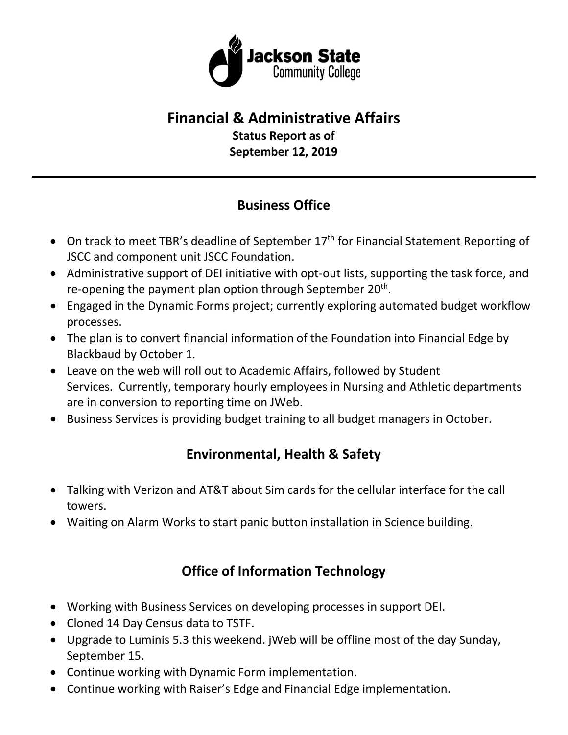Jackson State Community College

# Financial & Administrative Affairs

**Status Report as of**
**September 12, 2019**

---

## Business Office

- On track to meet TBR's deadline of September 17th for Financial Statement Reporting of JSCC and component unit JSCC Foundation.
- Administrative support of DEI initiative with opt-out lists, supporting the task force, and re-opening the payment plan option through September 20th.
- Engaged in the Dynamic Forms project; currently exploring automated budget workflow processes.
- The plan is to convert financial information of the Foundation into Financial Edge by Blackbaud by October 1.
- Leave on the web will roll out to Academic Affairs, followed by Student Services. Currently, temporary hourly employees in Nursing and Athletic departments are in conversion to reporting time on JWeb.
- Business Services is providing budget training to all budget managers in October.

## Environmental, Health & Safety

- Talking with Verizon and AT&T about Sim cards for the cellular interface for the call towers.
- Waiting on Alarm Works to start panic button installation in Science building.

## Office of Information Technology

- Working with Business Services on developing processes in support DEI.
- Cloned 14 Day Census data to TSTF.
- Upgrade to Luminis 5.3 this weekend. jWeb will be offline most of the day Sunday, September 15.
- Continue working with Dynamic Form implementation.
- Continue working with Raiser's Edge and Financial Edge implementation.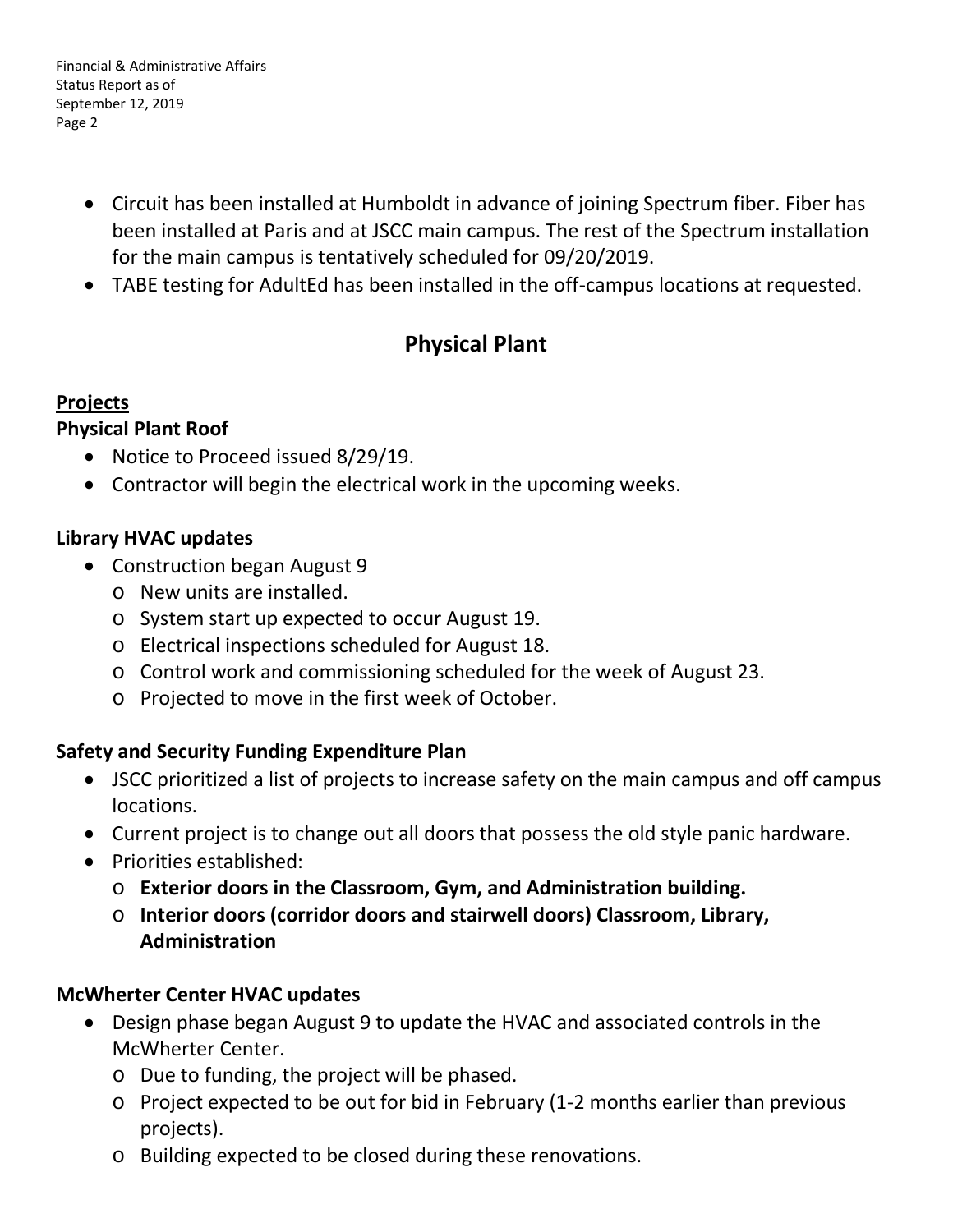- Circuit has been installed at Humboldt in advance of joining Spectrum fiber. Fiber has been installed at Paris and at JSCC main campus. The rest of the Spectrum installation for the main campus is tentatively scheduled for 09/20/2019.
- TABE testing for AdultEd has been installed in the off-campus locations at requested.

## Physical Plant

**<u>Projects</u>**

**Physical Plant Roof**

- Notice to Proceed issued 8/29/19.
- Contractor will begin the electrical work in the upcoming weeks.

**Library HVAC updates**

- Construction began August 9
  - New units are installed.
  - System start up expected to occur August 19.
  - Electrical inspections scheduled for August 18.
  - Control work and commissioning scheduled for the week of August 23.
  - Projected to move in the first week of October.

**Safety and Security Funding Expenditure Plan**

- JSCC prioritized a list of projects to increase safety on the main campus and off campus locations.
- Current project is to change out all doors that possess the old style panic hardware.
- Priorities established:
  - **Exterior doors in the Classroom, Gym, and Administration building.**
  - **Interior doors (corridor doors and stairwell doors) Classroom, Library, Administration**

**McWherter Center HVAC updates**

- Design phase began August 9 to update the HVAC and associated controls in the McWherter Center.
  - Due to funding, the project will be phased.
  - Project expected to be out for bid in February (1-2 months earlier than previous projects).
  - Building expected to be closed during these renovations.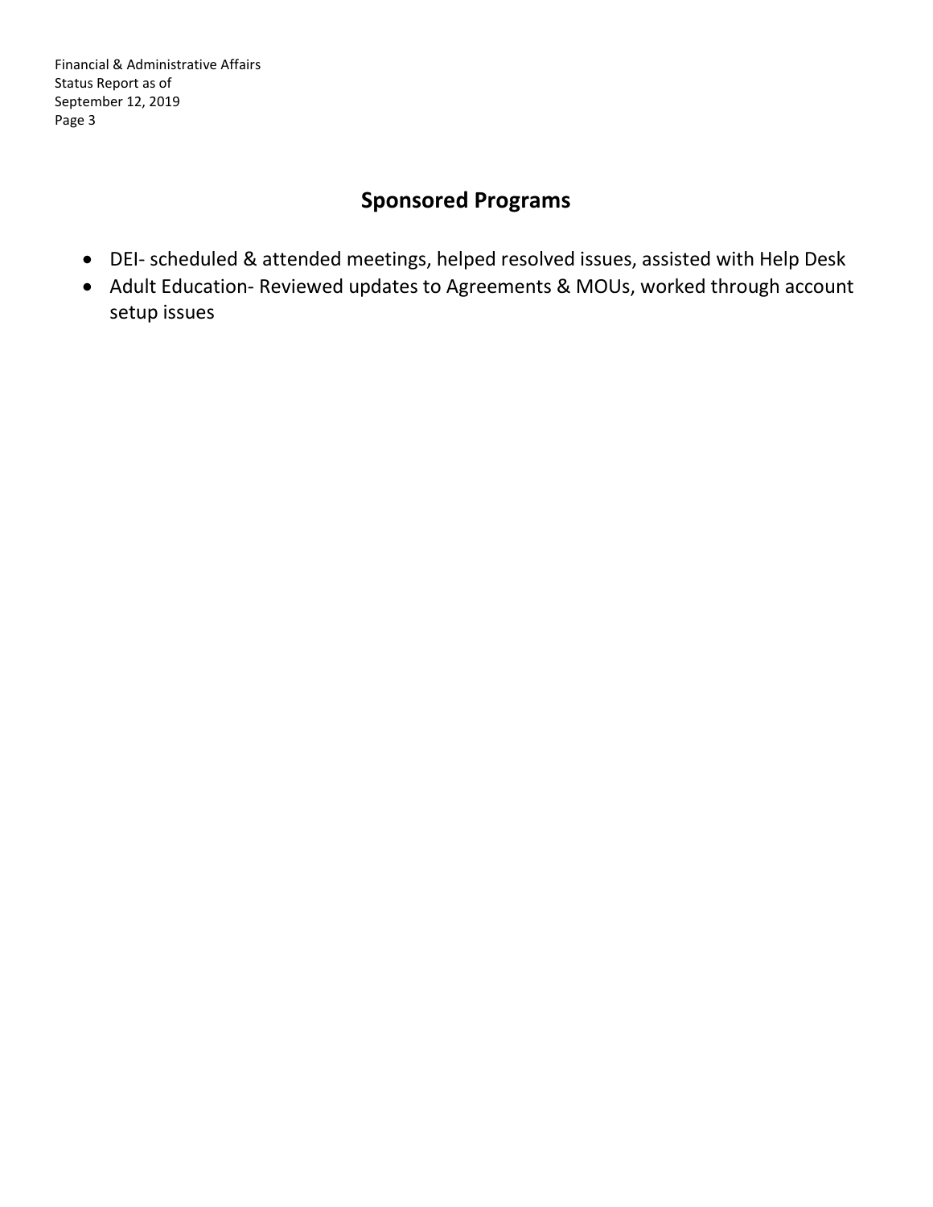## Sponsored Programs

- DEI- scheduled & attended meetings, helped resolved issues, assisted with Help Desk
- Adult Education- Reviewed updates to Agreements & MOUs, worked through account setup issues